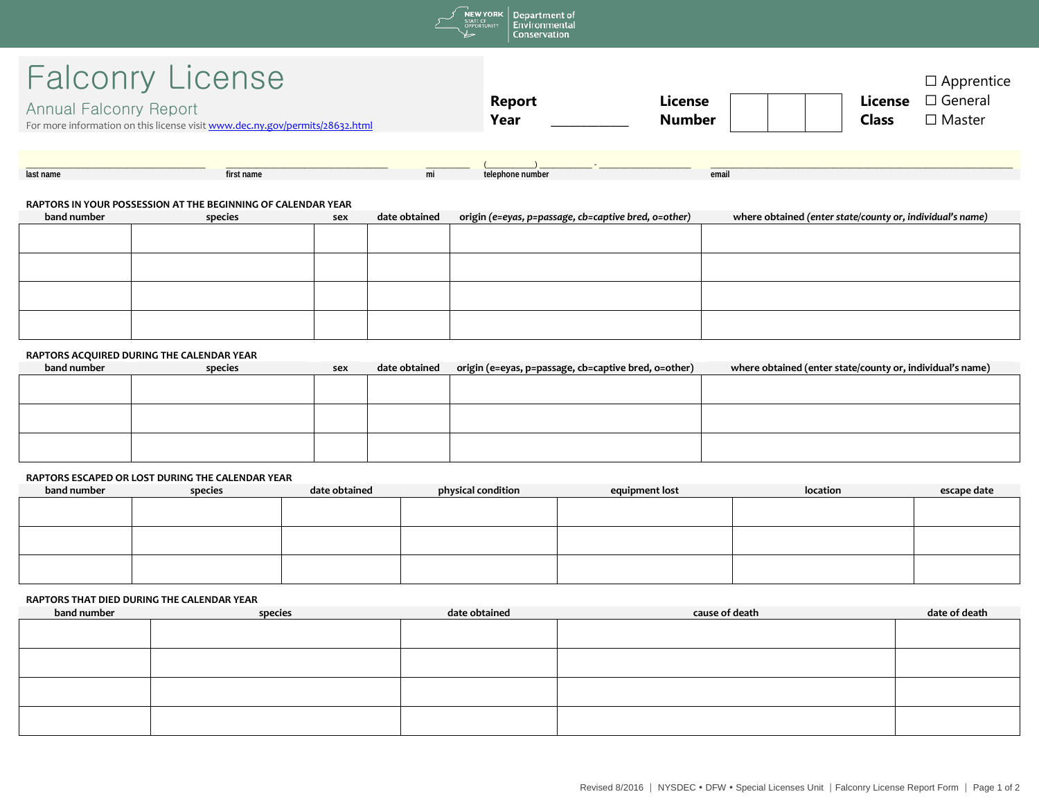NEW YORK STATE OF OPPORTUNITY | Department of Environmental Conservation

# Falconry License

## Annual Falconry Report

For more information on this license visit www.dec.ny.gov/permits/28632.html

**Report Year** ___________ **License Number** | | | | **License Class** ☐ Apprentice ☐ General ☐ Master

| last name | first name | mi | telephone number | email |
|---|---|---|---|---|
| | | | ( ) - | |

### RAPTORS IN YOUR POSSESSION AT THE BEGINNING OF CALENDAR YEAR

| band number | species | sex | date obtained | origin *(e=eyas, p=passage, cb=captive bred, o=other)* | where obtained *(enter state/county or, individual's name)* |
|---|---|---|---|---|---|
| | | | | | |
| | | | | | |
| | | | | | |
| | | | | | |

### RAPTORS ACQUIRED DURING THE CALENDAR YEAR

| band number | species | sex | date obtained | origin (e=eyas, p=passage, cb=captive bred, o=other) | where obtained (enter state/county or, individual's name) |
|---|---|---|---|---|---|
| | | | | | |
| | | | | | |
| | | | | | |

### RAPTORS ESCAPED OR LOST DURING THE CALENDAR YEAR

| band number | species | date obtained | physical condition | equipment lost | location | escape date |
|---|---|---|---|---|---|---|
| | | | | | | |
| | | | | | | |
| | | | | | | |

### RAPTORS THAT DIED DURING THE CALENDAR YEAR

| band number | species | date obtained | cause of death | date of death |
|---|---|---|---|---|
| | | | | |
| | | | | |
| | | | | |
| | | | | |

Revised 8/2016 | NYSDEC • DFW • Special Licenses Unit | Falconry License Report Form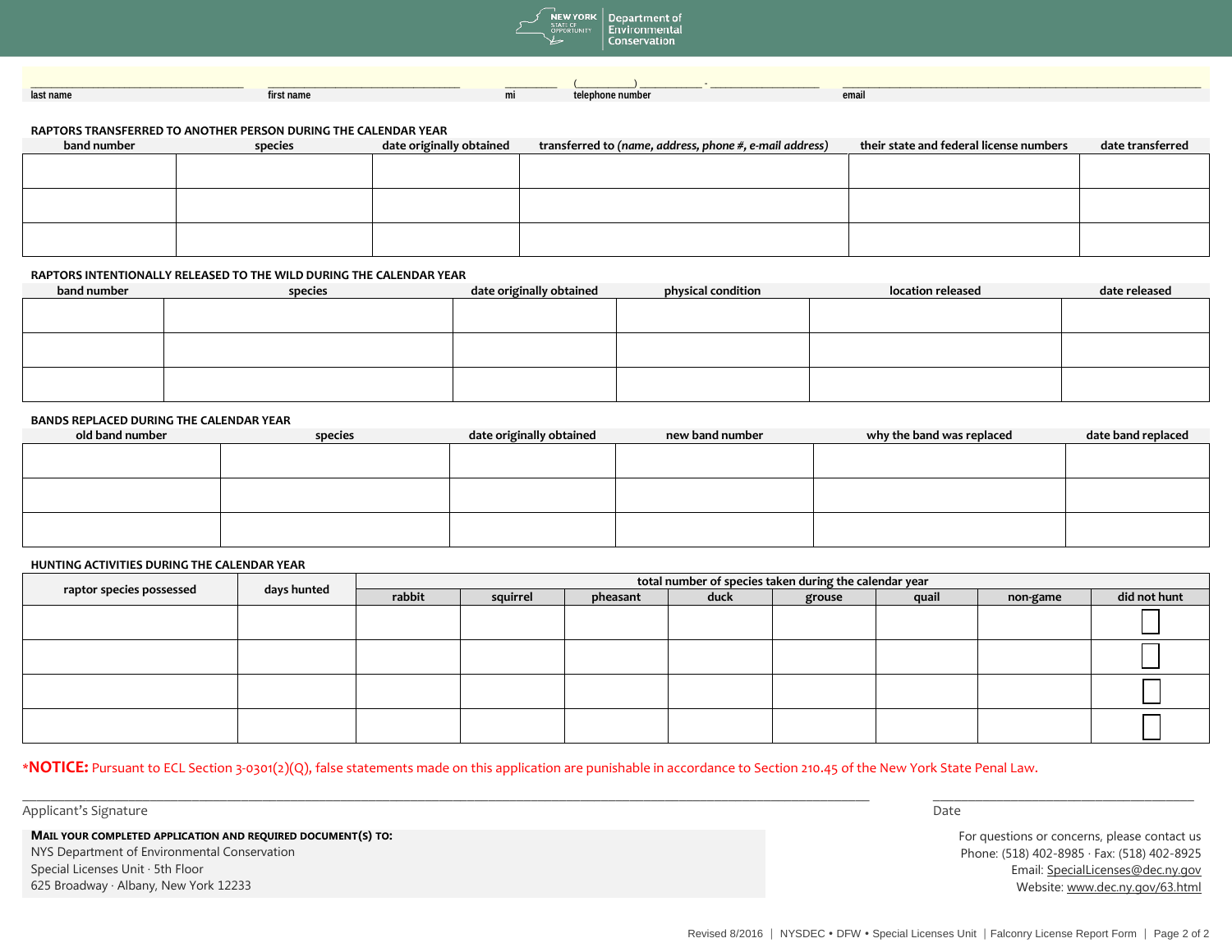New York State of Opportunity | Department of Environmental Conservation

| last name | first name | mi | telephone number | email |
|---|---|---|---|---|
| | | | ( ) - | |

**RAPTORS TRANSFERRED TO ANOTHER PERSON DURING THE CALENDAR YEAR**

| band number | species | date originally obtained | transferred to *(name, address, phone #, e-mail address)* | their state and federal license numbers | date transferred |
|---|---|---|---|---|---|
| | | | | | |
| | | | | | |
| | | | | | |

**RAPTORS INTENTIONALLY RELEASED TO THE WILD DURING THE CALENDAR YEAR**

| band number | species | date originally obtained | physical condition | location released | date released |
|---|---|---|---|---|---|
| | | | | | |
| | | | | | |
| | | | | | |

**BANDS REPLACED DURING THE CALENDAR YEAR**

| old band number | species | date originally obtained | new band number | why the band was replaced | date band replaced |
|---|---|---|---|---|---|
| | | | | | |
| | | | | | |
| | | | | | |

**HUNTING ACTIVITIES DURING THE CALENDAR YEAR**

| raptor species possessed | days hunted | total number of species taken during the calendar year | | | | | | | |
|---|---|---|---|---|---|---|---|---|---|
| | | rabbit | squirrel | pheasant | duck | grouse | quail | non-game | did not hunt |
| | | | | | | | | | ☐ |
| | | | | | | | | | ☐ |
| | | | | | | | | | ☐ |
| | | | | | | | | | ☐ |

***NOTICE:** Pursuant to ECL Section 3-0301(2)(Q), false statements made on this application are punishable in accordance to Section 210.45 of the New York State Penal Law.

______________________________ Applicant's Signature

______________________________ Date

**MAIL YOUR COMPLETED APPLICATION AND REQUIRED DOCUMENT(S) TO:**
NYS Department of Environmental Conservation
Special Licenses Unit · 5th Floor
625 Broadway · Albany, New York 12233

For questions or concerns, please contact us
Phone: (518) 402-8985 · Fax: (518) 402-8925
Email: SpecialLicenses@dec.ny.gov
Website: www.dec.ny.gov/63.html

Revised 8/2016 | NYSDEC • DFW • Special Licenses Unit | Falconry License Report Form